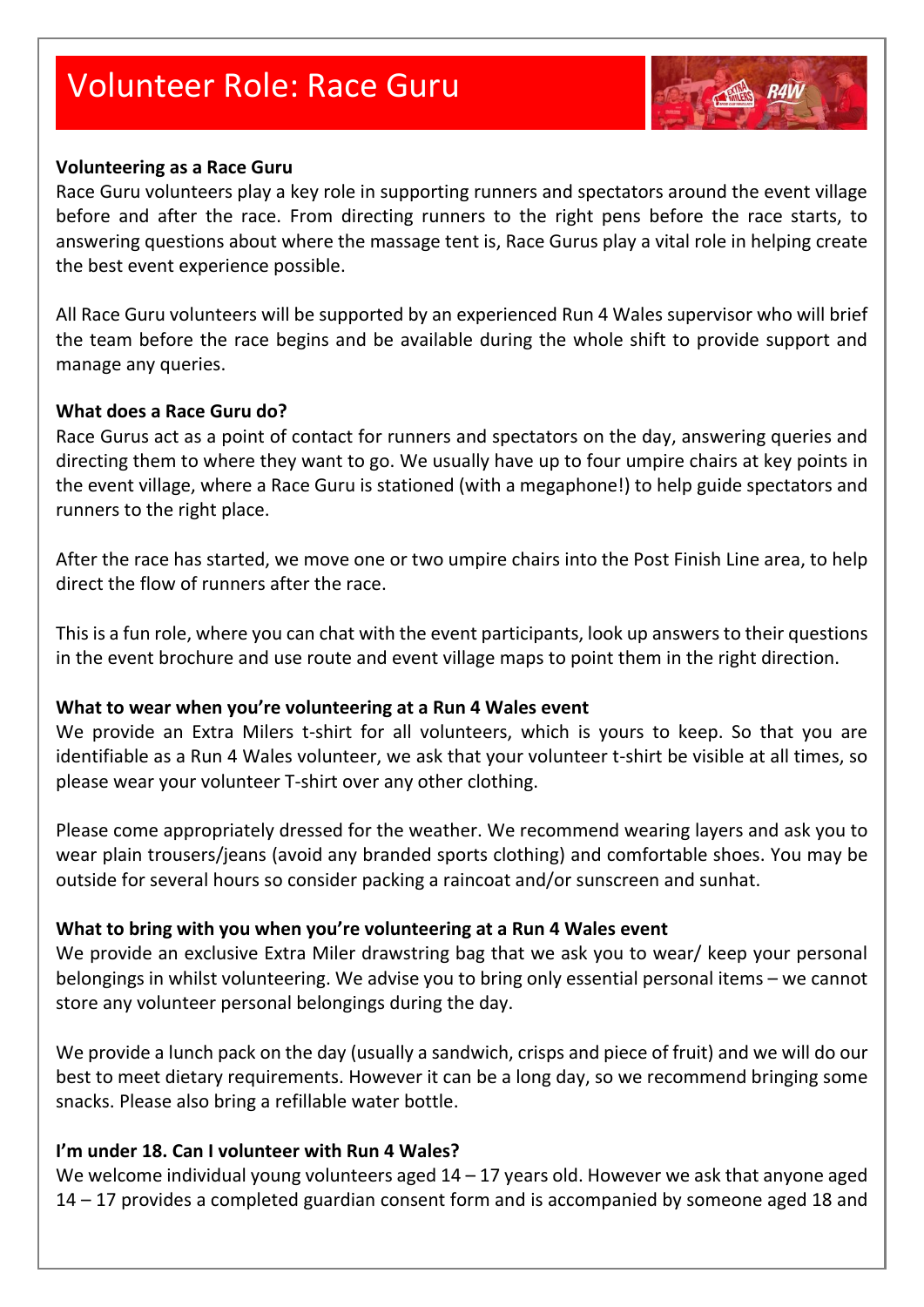# Volunteer Role: Race Guru

**Volunteering as a Race Guru**

Race Guru volunteers play a key role in supporting runners and spectators around the event village before and after the race. From directing runners to the right pens before the race starts, to answering questions about where the massage tent is, Race Gurus play a vital role in helping create the best event experience possible.

All Race Guru volunteers will be supported by an experienced Run 4 Wales supervisor who will brief the team before the race begins and be available during the whole shift to provide support and manage any queries.

**What does a Race Guru do?**

Race Gurus act as a point of contact for runners and spectators on the day, answering queries and directing them to where they want to go. We usually have up to four umpire chairs at key points in the event village, where a Race Guru is stationed (with a megaphone!) to help guide spectators and runners to the right place.

After the race has started, we move one or two umpire chairs into the Post Finish Line area, to help direct the flow of runners after the race.

This is a fun role, where you can chat with the event participants, look up answers to their questions in the event brochure and use route and event village maps to point them in the right direction.

**What to wear when you're volunteering at a Run 4 Wales event**

We provide an Extra Milers t-shirt for all volunteers, which is yours to keep. So that you are identifiable as a Run 4 Wales volunteer, we ask that your volunteer t-shirt be visible at all times, so please wear your volunteer T-shirt over any other clothing.

Please come appropriately dressed for the weather. We recommend wearing layers and ask you to wear plain trousers/jeans (avoid any branded sports clothing) and comfortable shoes. You may be outside for several hours so consider packing a raincoat and/or sunscreen and sunhat.

**What to bring with you when you're volunteering at a Run 4 Wales event**

We provide an exclusive Extra Miler drawstring bag that we ask you to wear/ keep your personal belongings in whilst volunteering. We advise you to bring only essential personal items – we cannot store any volunteer personal belongings during the day.

We provide a lunch pack on the day (usually a sandwich, crisps and piece of fruit) and we will do our best to meet dietary requirements. However it can be a long day, so we recommend bringing some snacks. Please also bring a refillable water bottle.

**I'm under 18. Can I volunteer with Run 4 Wales?**

We welcome individual young volunteers aged 14 – 17 years old. However we ask that anyone aged 14 – 17 provides a completed guardian consent form and is accompanied by someone aged 18 and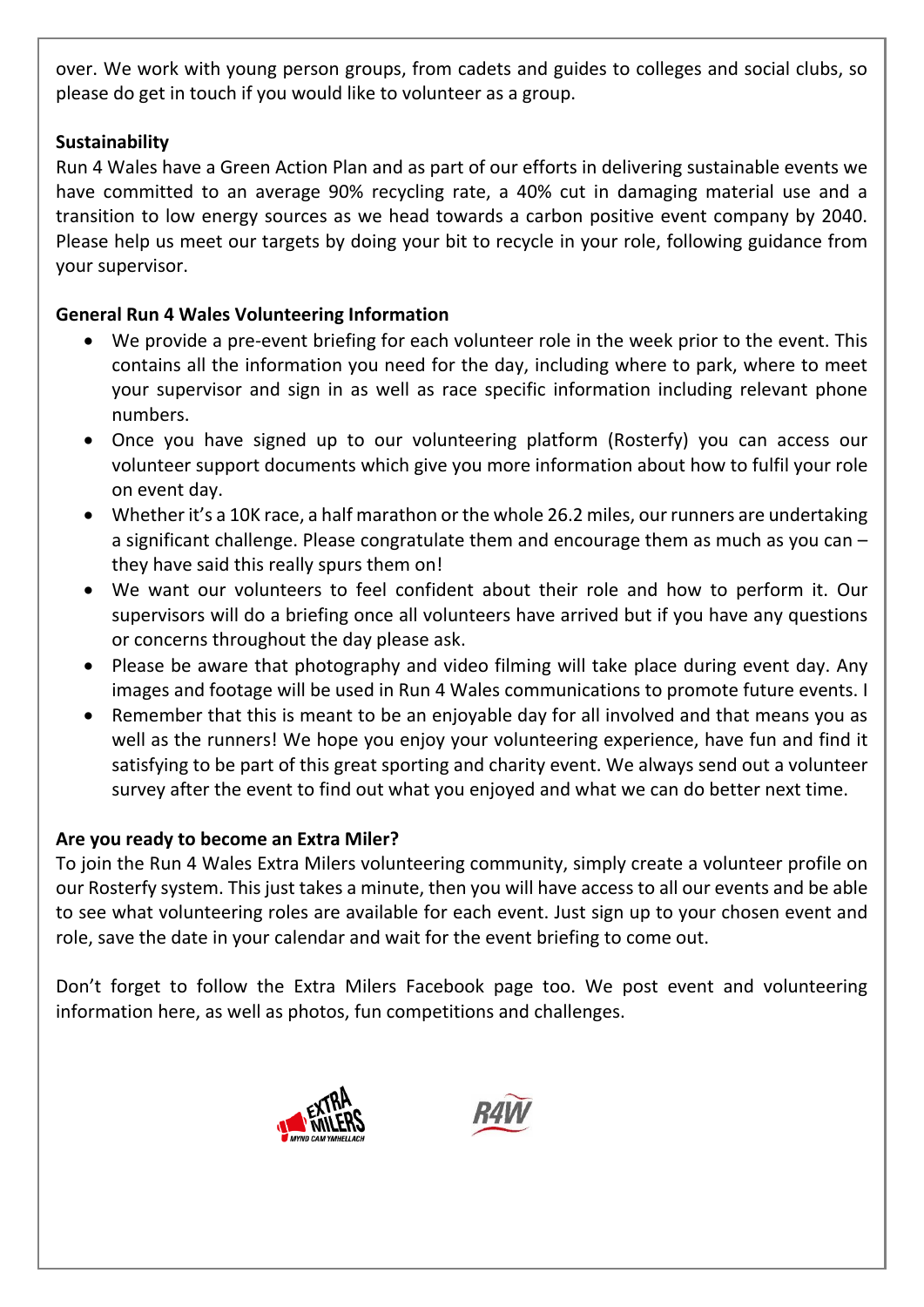over. We work with young person groups, from cadets and guides to colleges and social clubs, so please do get in touch if you would like to volunteer as a group.

**Sustainability**

Run 4 Wales have a Green Action Plan and as part of our efforts in delivering sustainable events we have committed to an average 90% recycling rate, a 40% cut in damaging material use and a transition to low energy sources as we head towards a carbon positive event company by 2040. Please help us meet our targets by doing your bit to recycle in your role, following guidance from your supervisor.

**General Run 4 Wales Volunteering Information**

- We provide a pre-event briefing for each volunteer role in the week prior to the event. This contains all the information you need for the day, including where to park, where to meet your supervisor and sign in as well as race specific information including relevant phone numbers.
- Once you have signed up to our volunteering platform (Rosterfy) you can access our volunteer support documents which give you more information about how to fulfil your role on event day.
- Whether it's a 10K race, a half marathon or the whole 26.2 miles, our runners are undertaking a significant challenge. Please congratulate them and encourage them as much as you can – they have said this really spurs them on!
- We want our volunteers to feel confident about their role and how to perform it. Our supervisors will do a briefing once all volunteers have arrived but if you have any questions or concerns throughout the day please ask.
- Please be aware that photography and video filming will take place during event day. Any images and footage will be used in Run 4 Wales communications to promote future events. I
- Remember that this is meant to be an enjoyable day for all involved and that means you as well as the runners! We hope you enjoy your volunteering experience, have fun and find it satisfying to be part of this great sporting and charity event. We always send out a volunteer survey after the event to find out what you enjoyed and what we can do better next time.

**Are you ready to become an Extra Miler?**

To join the Run 4 Wales Extra Milers volunteering community, simply create a volunteer profile on our Rosterfy system. This just takes a minute, then you will have access to all our events and be able to see what volunteering roles are available for each event. Just sign up to your chosen event and role, save the date in your calendar and wait for the event briefing to come out.

Don't forget to follow the Extra Milers Facebook page too. We post event and volunteering information here, as well as photos, fun competitions and challenges.